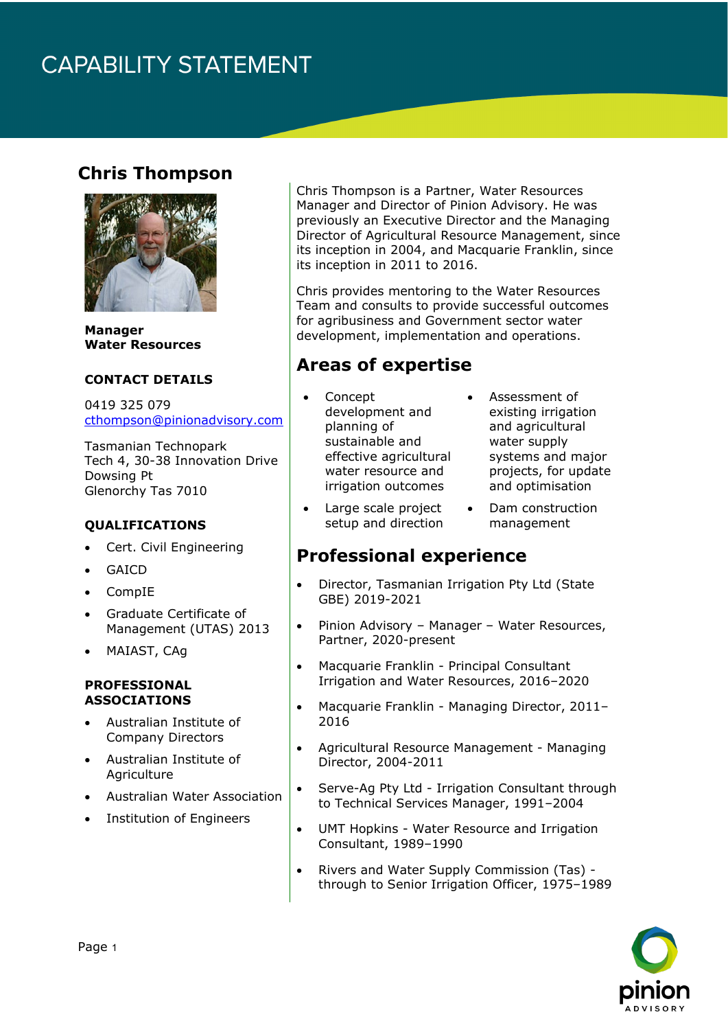# CAPABILITY STATEMENT

## Chris Thompson

**Manager**
**Water Resources**

### CONTACT DETAILS

0419 325 079
cthompson@pinionadvisory.com

Tasmanian Technopark
Tech 4, 30-38 Innovation Drive
Dowsing Pt
Glenorchy Tas 7010

### QUALIFICATIONS

- Cert. Civil Engineering
- GAICD
- CompIE
- Graduate Certificate of Management (UTAS) 2013
- MAIAST, CAg

### PROFESSIONAL ASSOCIATIONS

- Australian Institute of Company Directors
- Australian Institute of Agriculture
- Australian Water Association
- Institution of Engineers

Chris Thompson is a Partner, Water Resources Manager and Director of Pinion Advisory. He was previously an Executive Director and the Managing Director of Agricultural Resource Management, since its inception in 2004, and Macquarie Franklin, since its inception in 2011 to 2016.

Chris provides mentoring to the Water Resources Team and consults to provide successful outcomes for agribusiness and Government sector water development, implementation and operations.

## Areas of expertise

- Concept development and planning of sustainable and effective agricultural water resource and irrigation outcomes
- Large scale project setup and direction
- Assessment of existing irrigation and agricultural water supply systems and major projects, for update and optimisation
- Dam construction management

## Professional experience

- Director, Tasmanian Irrigation Pty Ltd (State GBE) 2019-2021
- Pinion Advisory – Manager – Water Resources, Partner, 2020-present
- Macquarie Franklin - Principal Consultant Irrigation and Water Resources, 2016–2020
- Macquarie Franklin - Managing Director, 2011–2016
- Agricultural Resource Management - Managing Director, 2004-2011
- Serve-Ag Pty Ltd - Irrigation Consultant through to Technical Services Manager, 1991–2004
- UMT Hopkins - Water Resource and Irrigation Consultant, 1989–1990
- Rivers and Water Supply Commission (Tas) - through to Senior Irrigation Officer, 1975–1989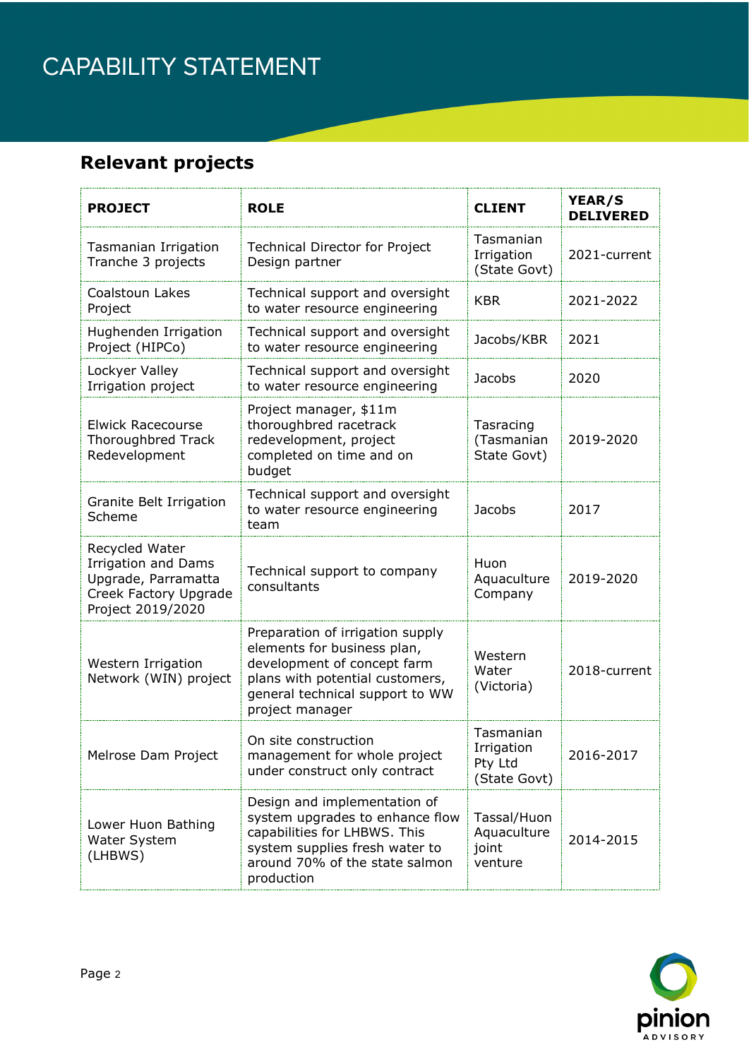# CAPABILITY STATEMENT

## Relevant projects

| PROJECT | ROLE | CLIENT | YEAR/S DELIVERED |
|---|---|---|---|
| Tasmanian Irrigation Tranche 3 projects | Technical Director for Project Design partner | Tasmanian Irrigation (State Govt) | 2021-current |
| Coalstoun Lakes Project | Technical support and oversight to water resource engineering | KBR | 2021-2022 |
| Hughenden Irrigation Project (HIPCo) | Technical support and oversight to water resource engineering | Jacobs/KBR | 2021 |
| Lockyer Valley Irrigation project | Technical support and oversight to water resource engineering | Jacobs | 2020 |
| Elwick Racecourse Thoroughbred Track Redevelopment | Project manager, $11m thoroughbred racetrack redevelopment, project completed on time and on budget | Tasracing (Tasmanian State Govt) | 2019-2020 |
| Granite Belt Irrigation Scheme | Technical support and oversight to water resource engineering team | Jacobs | 2017 |
| Recycled Water Irrigation and Dams Upgrade, Parramatta Creek Factory Upgrade Project 2019/2020 | Technical support to company consultants | Huon Aquaculture Company | 2019-2020 |
| Western Irrigation Network (WIN) project | Preparation of irrigation supply elements for business plan, development of concept farm plans with potential customers, general technical support to WW project manager | Western Water (Victoria) | 2018-current |
| Melrose Dam Project | On site construction management for whole project under construct only contract | Tasmanian Irrigation Pty Ltd (State Govt) | 2016-2017 |
| Lower Huon Bathing Water System (LHBWS) | Design and implementation of system upgrades to enhance flow capabilities for LHBWS. This system supplies fresh water to around 70% of the state salmon production | Tassal/Huon Aquaculture joint venture | 2014-2015 |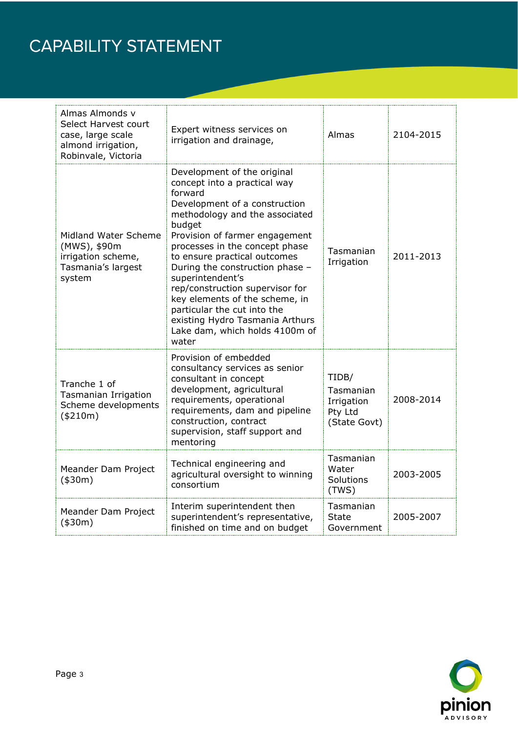# CAPABILITY STATEMENT

| | | | |
|---|---|---|---|
| Almas Almonds v Select Harvest court case, large scale almond irrigation, Robinvale, Victoria | Expert witness services on irrigation and drainage, | Almas | 2104-2015 |
| Midland Water Scheme (MWS), $90m irrigation scheme, Tasmania's largest system | Development of the original concept into a practical way forward<br>Development of a construction methodology and the associated budget<br>Provision of farmer engagement processes in the concept phase to ensure practical outcomes<br>During the construction phase – superintendent's rep/construction supervisor for key elements of the scheme, in particular the cut into the existing Hydro Tasmania Arthurs Lake dam, which holds 4100m of water | Tasmanian Irrigation | 2011-2013 |
| Tranche 1 of Tasmanian Irrigation Scheme developments ($210m) | Provision of embedded consultancy services as senior consultant in concept development, agricultural requirements, operational requirements, dam and pipeline construction, contract supervision, staff support and mentoring | TIDB/ Tasmanian Irrigation Pty Ltd (State Govt) | 2008-2014 |
| Meander Dam Project ($30m) | Technical engineering and agricultural oversight to winning consortium | Tasmanian Water Solutions (TWS) | 2003-2005 |
| Meander Dam Project ($30m) | Interim superintendent then superintendent's representative, finished on time and on budget | Tasmanian State Government | 2005-2007 |